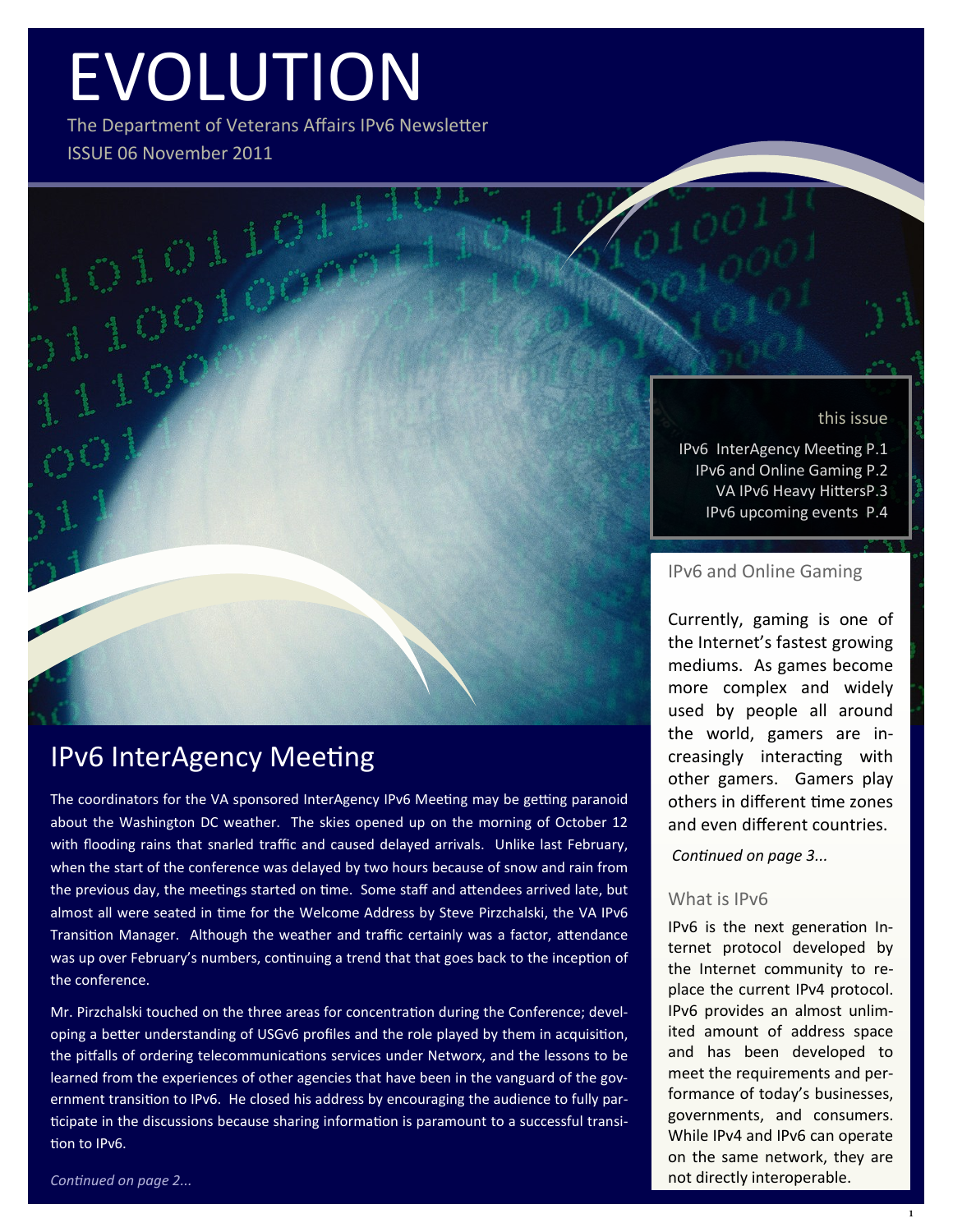# EVOLUTION

The Department of Veterans Affairs IPv6 Newsletter

ISSUE 06 November 2011

this issue

IPv6 InterAgency Meeting P.1
IPv6 and Online Gaming P.2
VA IPv6 Heavy HittersP.3
IPv6 upcoming events P.4

## IPv6 InterAgency Meeting

The coordinators for the VA sponsored InterAgency IPv6 Meeting may be getting paranoid about the Washington DC weather. The skies opened up on the morning of October 12 with flooding rains that snarled traffic and caused delayed arrivals. Unlike last February, when the start of the conference was delayed by two hours because of snow and rain from the previous day, the meetings started on time. Some staff and attendees arrived late, but almost all were seated in time for the Welcome Address by Steve Pirzchalski, the VA IPv6 Transition Manager. Although the weather and traffic certainly was a factor, attendance was up over February's numbers, continuing a trend that that goes back to the inception of the conference.

Mr. Pirzchalski touched on the three areas for concentration during the Conference; developing a better understanding of USGv6 profiles and the role played by them in acquisition, the pitfalls of ordering telecommunications services under Networx, and the lessons to be learned from the experiences of other agencies that have been in the vanguard of the government transition to IPv6. He closed his address by encouraging the audience to fully participate in the discussions because sharing information is paramount to a successful transition to IPv6.

*Continued on page 2...*

### IPv6 and Online Gaming

Currently, gaming is one of the Internet's fastest growing mediums. As games become more complex and widely used by people all around the world, gamers are increasingly interacting with other gamers. Gamers play others in different time zones and even different countries.

*Continued on page 3...*

### What is IPv6

IPv6 is the next generation Internet protocol developed by the Internet community to replace the current IPv4 protocol. IPv6 provides an almost unlimited amount of address space and has been developed to meet the requirements and performance of today's businesses, governments, and consumers. While IPv4 and IPv6 can operate on the same network, they are not directly interoperable.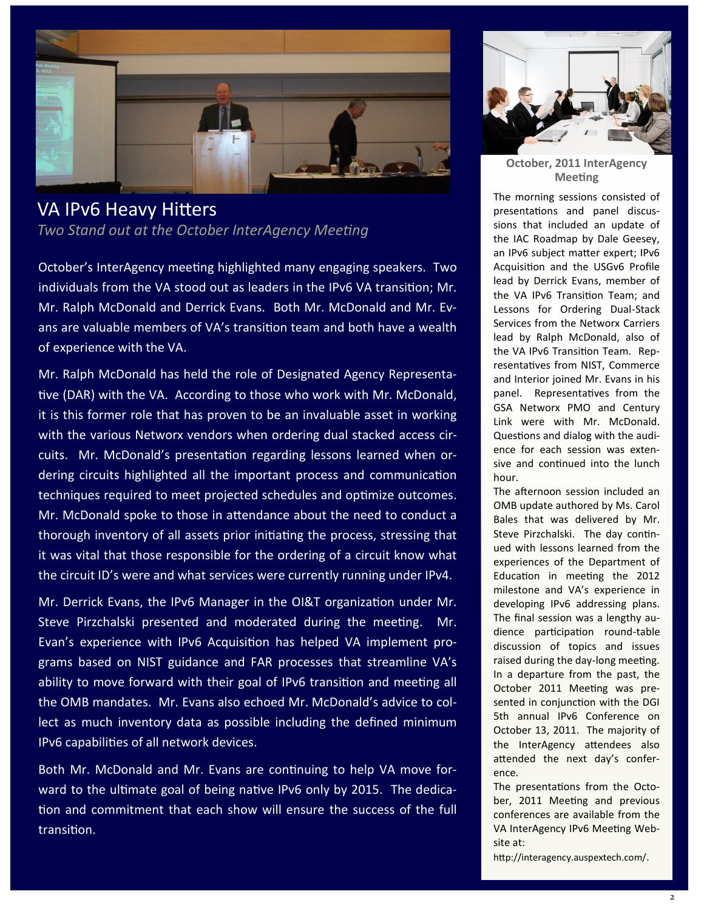## VA IPv6 Heavy Hitters

*Two Stand out at the October InterAgency Meeting*

October's InterAgency meeting highlighted many engaging speakers. Two individuals from the VA stood out as leaders in the IPv6 VA transition; Mr. Mr. Ralph McDonald and Derrick Evans. Both Mr. McDonald and Mr. Evans are valuable members of VA's transition team and both have a wealth of experience with the VA.

Mr. Ralph McDonald has held the role of Designated Agency Representative (DAR) with the VA. According to those who work with Mr. McDonald, it is this former role that has proven to be an invaluable asset in working with the various Networx vendors when ordering dual stacked access circuits. Mr. McDonald's presentation regarding lessons learned when ordering circuits highlighted all the important process and communication techniques required to meet projected schedules and optimize outcomes. Mr. McDonald spoke to those in attendance about the need to conduct a thorough inventory of all assets prior initiating the process, stressing that it was vital that those responsible for the ordering of a circuit know what the circuit ID's were and what services were currently running under IPv4.

Mr. Derrick Evans, the IPv6 Manager in the OI&T organization under Mr. Steve Pirzchalski presented and moderated during the meeting. Mr. Evan's experience with IPv6 Acquisition has helped VA implement programs based on NIST guidance and FAR processes that streamline VA's ability to move forward with their goal of IPv6 transition and meeting all the OMB mandates. Mr. Evans also echoed Mr. McDonald's advice to collect as much inventory data as possible including the defined minimum IPv6 capabilities of all network devices.

Both Mr. McDonald and Mr. Evans are continuing to help VA move forward to the ultimate goal of being native IPv6 only by 2015. The dedication and commitment that each show will ensure the success of the full transition.

**October, 2011 InterAgency Meeting**

The morning sessions consisted of presentations and panel discussions that included an update of the IAC Roadmap by Dale Geesey, an IPv6 subject matter expert; IPv6 Acquisition and the USGv6 Profile lead by Derrick Evans, member of the VA IPv6 Transition Team; and Lessons for Ordering Dual-Stack Services from the Networx Carriers lead by Ralph McDonald, also of the VA IPv6 Transition Team. Representatives from NIST, Commerce and Interior joined Mr. Evans in his panel. Representatives from the GSA Networx PMO and Century Link were with Mr. McDonald. Questions and dialog with the audience for each session was extensive and continued into the lunch hour.

The afternoon session included an OMB update authored by Ms. Carol Bales that was delivered by Mr. Steve Pirzchalski. The day continued with lessons learned from the experiences of the Department of Education in meeting the 2012 milestone and VA's experience in developing IPv6 addressing plans. The final session was a lengthy audience participation round-table discussion of topics and issues raised during the day-long meeting. In a departure from the past, the October 2011 Meeting was presented in conjunction with the DGI 5th annual IPv6 Conference on October 13, 2011. The majority of the InterAgency attendees also attended the next day's conference.

The presentations from the October, 2011 Meeting and previous conferences are available from the VA InterAgency IPv6 Meeting Website at:

http://interagency.auspextech.com/.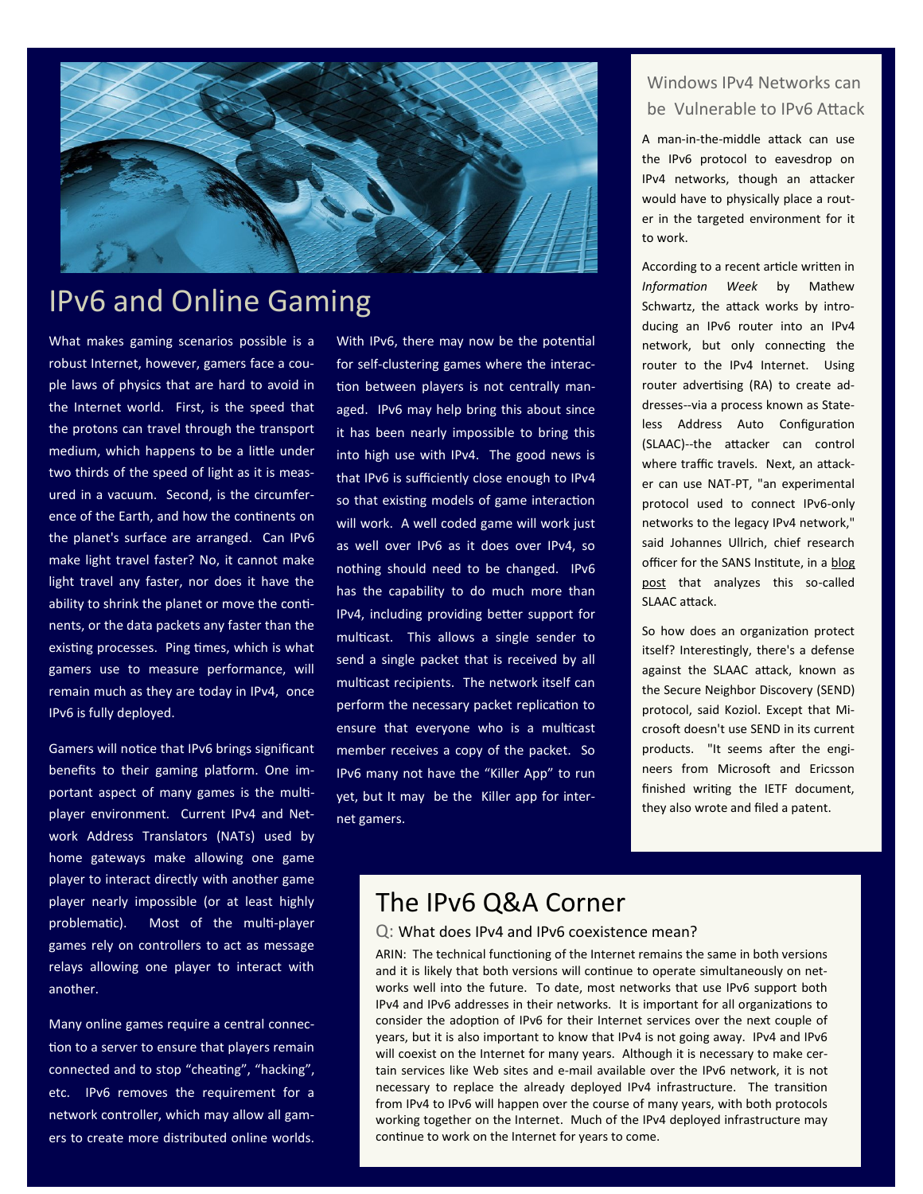# IPv6 and Online Gaming

What makes gaming scenarios possible is a robust Internet, however, gamers face a couple laws of physics that are hard to avoid in the Internet world. First, is the speed that the protons can travel through the transport medium, which happens to be a little under two thirds of the speed of light as it is measured in a vacuum. Second, is the circumference of the Earth, and how the continents on the planet's surface are arranged. Can IPv6 make light travel faster? No, it cannot make light travel any faster, nor does it have the ability to shrink the planet or move the continents, or the data packets any faster than the existing processes. Ping times, which is what gamers use to measure performance, will remain much as they are today in IPv4, once IPv6 is fully deployed.

Gamers will notice that IPv6 brings significant benefits to their gaming platform. One important aspect of many games is the multi-player environment. Current IPv4 and Network Address Translators (NATs) used by home gateways make allowing one game player to interact directly with another game player nearly impossible (or at least highly problematic). Most of the multi-player games rely on controllers to act as message relays allowing one player to interact with another.

Many online games require a central connection to a server to ensure that players remain connected and to stop "cheating", "hacking", etc. IPv6 removes the requirement for a network controller, which may allow all gamers to create more distributed online worlds.

With IPv6, there may now be the potential for self-clustering games where the interaction between players is not centrally managed. IPv6 may help bring this about since it has been nearly impossible to bring this into high use with IPv4. The good news is that IPv6 is sufficiently close enough to IPv4 so that existing models of game interaction will work. A well coded game will work just as well over IPv6 as it does over IPv4, so nothing should need to be changed. IPv6 has the capability to do much more than IPv4, including providing better support for multicast. This allows a single sender to send a single packet that is received by all multicast recipients. The network itself can perform the necessary packet replication to ensure that everyone who is a multicast member receives a copy of the packet. So IPv6 many not have the "Killer App" to run yet, but It may be the Killer app for internet gamers.

## Windows IPv4 Networks can be Vulnerable to IPv6 Attack

A man-in-the-middle attack can use the IPv6 protocol to eavesdrop on IPv4 networks, though an attacker would have to physically place a router in the targeted environment for it to work.

According to a recent article written in *Information Week* by Mathew Schwartz, the attack works by introducing an IPv6 router into an IPv4 network, but only connecting the router to the IPv4 Internet. Using router advertising (RA) to create addresses--via a process known as Stateless Address Auto Configuration (SLAAC)--the attacker can control where traffic travels. Next, an attacker can use NAT-PT, "an experimental protocol used to connect IPv6-only networks to the legacy IPv4 network," said Johannes Ullrich, chief research officer for the SANS Institute, in a blog post that analyzes this so-called SLAAC attack.

So how does an organization protect itself? Interestingly, there's a defense against the SLAAC attack, known as the Secure Neighbor Discovery (SEND) protocol, said Koziol. Except that Microsoft doesn't use SEND in its current products. "It seems after the engineers from Microsoft and Ericsson finished writing the IETF document, they also wrote and filed a patent.

## The IPv6 Q&A Corner

Q: What does IPv4 and IPv6 coexistence mean?

ARIN: The technical functioning of the Internet remains the same in both versions and it is likely that both versions will continue to operate simultaneously on networks well into the future. To date, most networks that use IPv6 support both IPv4 and IPv6 addresses in their networks. It is important for all organizations to consider the adoption of IPv6 for their Internet services over the next couple of years, but it is also important to know that IPv4 is not going away. IPv4 and IPv6 will coexist on the Internet for many years. Although it is necessary to make certain services like Web sites and e-mail available over the IPv6 network, it is not necessary to replace the already deployed IPv4 infrastructure. The transition from IPv4 to IPv6 will happen over the course of many years, with both protocols working together on the Internet. Much of the IPv4 deployed infrastructure may continue to work on the Internet for years to come.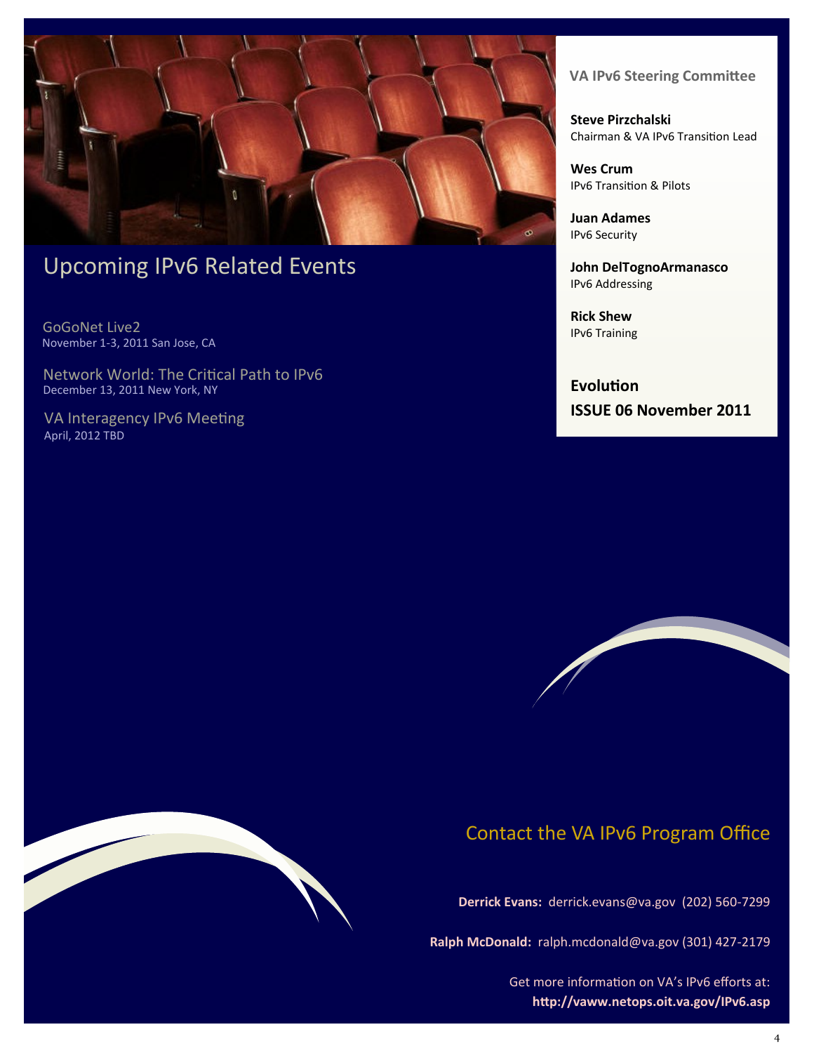## Upcoming IPv6 Related Events

GoGoNet Live2
November 1-3, 2011 San Jose, CA

Network World: The Critical Path to IPv6
December 13, 2011 New York, NY

VA Interagency IPv6 Meeting
April, 2012 TBD

### VA IPv6 Steering Committee

**Steve Pirzchalski**
Chairman & VA IPv6 Transition Lead

**Wes Crum**
IPv6 Transition & Pilots

**Juan Adames**
IPv6 Security

**John DelTognoArmanasco**
IPv6 Addressing

**Rick Shew**
IPv6 Training

**Evolution**
**ISSUE 06 November 2011**

## Contact the VA IPv6 Program Office

**Derrick Evans:** derrick.evans@va.gov (202) 560-7299

**Ralph McDonald:** ralph.mcdonald@va.gov (301) 427-2179

Get more information on VA's IPv6 efforts at:
**http://vaww.netops.oit.va.gov/IPv6.asp**